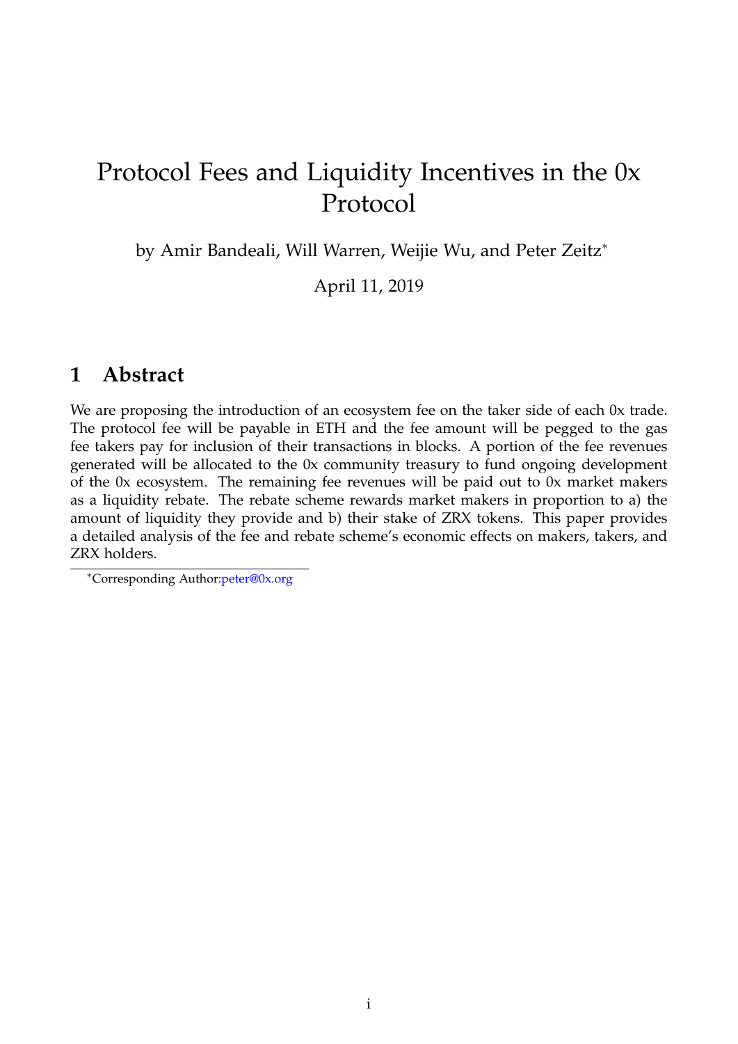# Protocol Fees and Liquidity Incentives in the 0x Protocol

by Amir Bandeali, Will Warren, Weijie Wu, and Peter Zeitz*

April 11, 2019

## 1 Abstract

We are proposing the introduction of an ecosystem fee on the taker side of each 0x trade. The protocol fee will be payable in ETH and the fee amount will be pegged to the gas fee takers pay for inclusion of their transactions in blocks. A portion of the fee revenues generated will be allocated to the 0x community treasury to fund ongoing development of the 0x ecosystem. The remaining fee revenues will be paid out to 0x market makers as a liquidity rebate. The rebate scheme rewards market makers in proportion to a) the amount of liquidity they provide and b) their stake of ZRX tokens. This paper provides a detailed analysis of the fee and rebate scheme's economic effects on makers, takers, and ZRX holders.

*Corresponding Author: peter@0x.org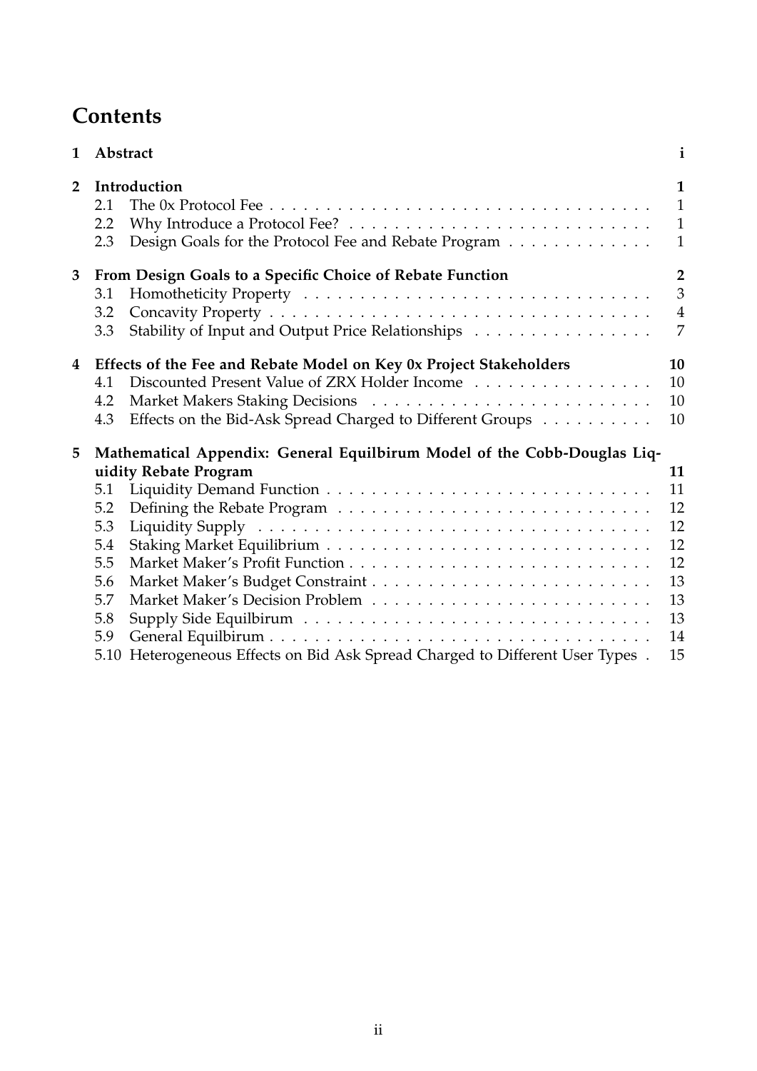# Contents

| | | |
|---|---|---|
| **1** | **Abstract** | **i** |
| **2** | **Introduction** | **1** |
| 2.1 | The 0x Protocol Fee | 1 |
| 2.2 | Why Introduce a Protocol Fee? | 1 |
| 2.3 | Design Goals for the Protocol Fee and Rebate Program | 1 |
| **3** | **From Design Goals to a Specific Choice of Rebate Function** | **2** |
| 3.1 | Homotheticity Property | 3 |
| 3.2 | Concavity Property | 4 |
| 3.3 | Stability of Input and Output Price Relationships | 7 |
| **4** | **Effects of the Fee and Rebate Model on Key 0x Project Stakeholders** | **10** |
| 4.1 | Discounted Present Value of ZRX Holder Income | 10 |
| 4.2 | Market Makers Staking Decisions | 10 |
| 4.3 | Effects on the Bid-Ask Spread Charged to Different Groups | 10 |
| **5** | **Mathematical Appendix: General Equilbirum Model of the Cobb-Douglas Liquidity Rebate Program** | **11** |
| 5.1 | Liquidity Demand Function | 11 |
| 5.2 | Defining the Rebate Program | 12 |
| 5.3 | Liquidity Supply | 12 |
| 5.4 | Staking Market Equilibrium | 12 |
| 5.5 | Market Maker's Profit Function | 12 |
| 5.6 | Market Maker's Budget Constraint | 13 |
| 5.7 | Market Maker's Decision Problem | 13 |
| 5.8 | Supply Side Equilbirum | 13 |
| 5.9 | General Equilbirum | 14 |
| 5.10 | Heterogeneous Effects on Bid Ask Spread Charged to Different User Types | 15 |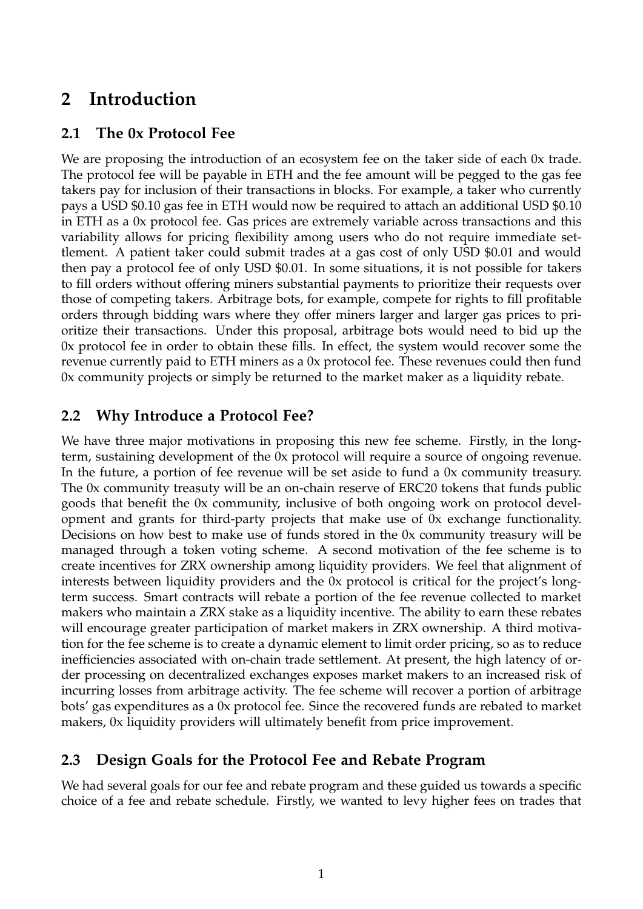# 2 Introduction

## 2.1 The 0x Protocol Fee

We are proposing the introduction of an ecosystem fee on the taker side of each 0x trade. The protocol fee will be payable in ETH and the fee amount will be pegged to the gas fee takers pay for inclusion of their transactions in blocks. For example, a taker who currently pays a USD $0.10 gas fee in ETH would now be required to attach an additional USD $0.10 in ETH as a 0x protocol fee. Gas prices are extremely variable across transactions and this variability allows for pricing flexibility among users who do not require immediate settlement. A patient taker could submit trades at a gas cost of only USD $0.01 and would then pay a protocol fee of only USD $0.01. In some situations, it is not possible for takers to fill orders without offering miners substantial payments to prioritize their requests over those of competing takers. Arbitrage bots, for example, compete for rights to fill profitable orders through bidding wars where they offer miners larger and larger gas prices to prioritize their transactions. Under this proposal, arbitrage bots would need to bid up the 0x protocol fee in order to obtain these fills. In effect, the system would recover some the revenue currently paid to ETH miners as a 0x protocol fee. These revenues could then fund 0x community projects or simply be returned to the market maker as a liquidity rebate.

## 2.2 Why Introduce a Protocol Fee?

We have three major motivations in proposing this new fee scheme. Firstly, in the long-term, sustaining development of the 0x protocol will require a source of ongoing revenue. In the future, a portion of fee revenue will be set aside to fund a 0x community treasury. The 0x community treasuty will be an on-chain reserve of ERC20 tokens that funds public goods that benefit the 0x community, inclusive of both ongoing work on protocol development and grants for third-party projects that make use of 0x exchange functionality. Decisions on how best to make use of funds stored in the 0x community treasury will be managed through a token voting scheme. A second motivation of the fee scheme is to create incentives for ZRX ownership among liquidity providers. We feel that alignment of interests between liquidity providers and the 0x protocol is critical for the project's long-term success. Smart contracts will rebate a portion of the fee revenue collected to market makers who maintain a ZRX stake as a liquidity incentive. The ability to earn these rebates will encourage greater participation of market makers in ZRX ownership. A third motivation for the fee scheme is to create a dynamic element to limit order pricing, so as to reduce inefficiencies associated with on-chain trade settlement. At present, the high latency of order processing on decentralized exchanges exposes market makers to an increased risk of incurring losses from arbitrage activity. The fee scheme will recover a portion of arbitrage bots' gas expenditures as a 0x protocol fee. Since the recovered funds are rebated to market makers, 0x liquidity providers will ultimately benefit from price improvement.

## 2.3 Design Goals for the Protocol Fee and Rebate Program

We had several goals for our fee and rebate program and these guided us towards a specific choice of a fee and rebate schedule. Firstly, we wanted to levy higher fees on trades that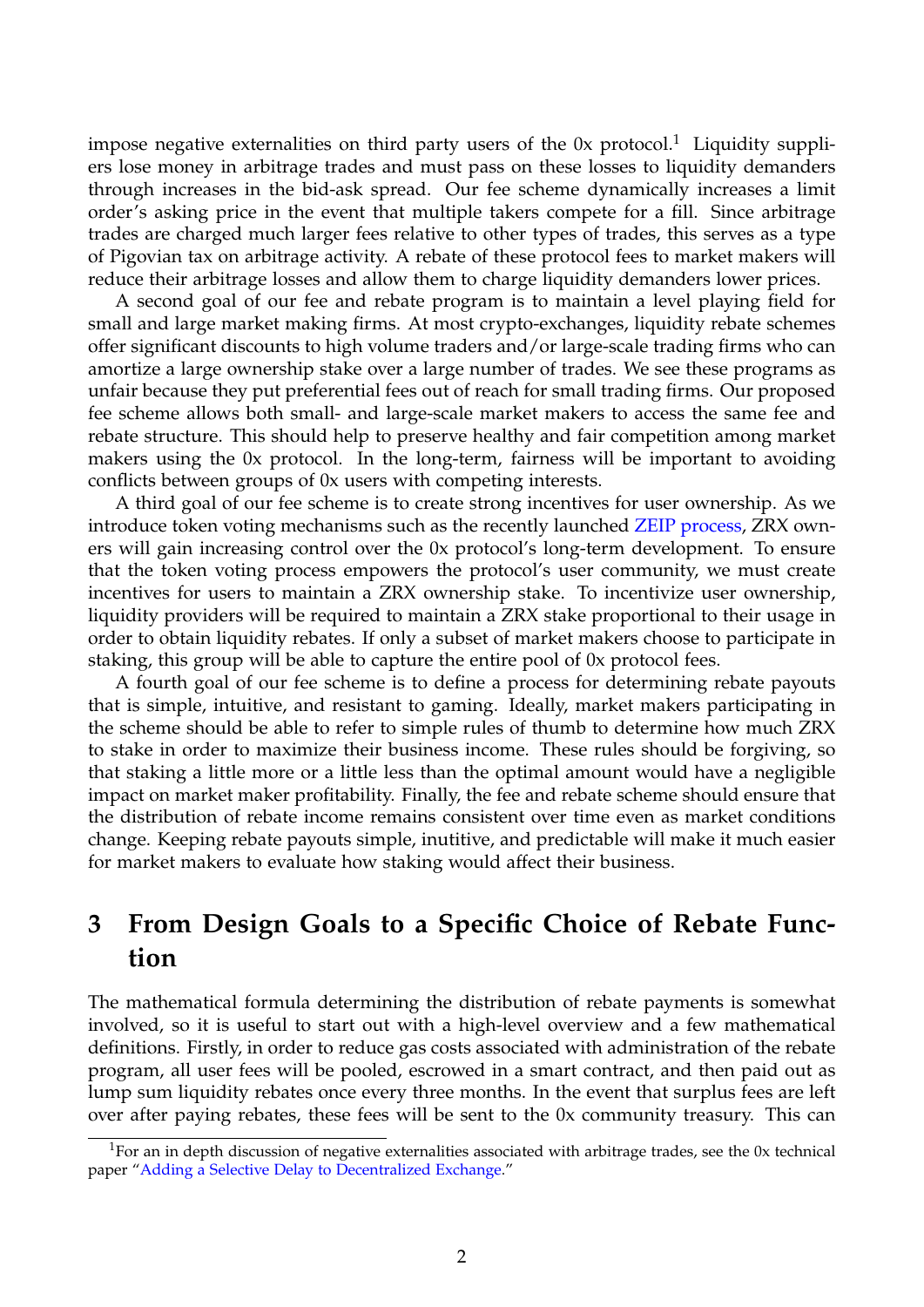impose negative externalities on third party users of the 0x protocol.[1] Liquidity suppliers lose money in arbitrage trades and must pass on these losses to liquidity demanders through increases in the bid-ask spread. Our fee scheme dynamically increases a limit order's asking price in the event that multiple takers compete for a fill. Since arbitrage trades are charged much larger fees relative to other types of trades, this serves as a type of Pigovian tax on arbitrage activity. A rebate of these protocol fees to market makers will reduce their arbitrage losses and allow them to charge liquidity demanders lower prices.

A second goal of our fee and rebate program is to maintain a level playing field for small and large market making firms. At most crypto-exchanges, liquidity rebate schemes offer significant discounts to high volume traders and/or large-scale trading firms who can amortize a large ownership stake over a large number of trades. We see these programs as unfair because they put preferential fees out of reach for small trading firms. Our proposed fee scheme allows both small- and large-scale market makers to access the same fee and rebate structure. This should help to preserve healthy and fair competition among market makers using the 0x protocol. In the long-term, fairness will be important to avoiding conflicts between groups of 0x users with competing interests.

A third goal of our fee scheme is to create strong incentives for user ownership. As we introduce token voting mechanisms such as the recently launched ZEIP process, ZRX owners will gain increasing control over the 0x protocol's long-term development. To ensure that the token voting process empowers the protocol's user community, we must create incentives for users to maintain a ZRX ownership stake. To incentivize user ownership, liquidity providers will be required to maintain a ZRX stake proportional to their usage in order to obtain liquidity rebates. If only a subset of market makers choose to participate in staking, this group will be able to capture the entire pool of 0x protocol fees.

A fourth goal of our fee scheme is to define a process for determining rebate payouts that is simple, intuitive, and resistant to gaming. Ideally, market makers participating in the scheme should be able to refer to simple rules of thumb to determine how much ZRX to stake in order to maximize their business income. These rules should be forgiving, so that staking a little more or a little less than the optimal amount would have a negligible impact on market maker profitability. Finally, the fee and rebate scheme should ensure that the distribution of rebate income remains consistent over time even as market conditions change. Keeping rebate payouts simple, inutitive, and predictable will make it much easier for market makers to evaluate how staking would affect their business.

## 3 From Design Goals to a Specific Choice of Rebate Function

The mathematical formula determining the distribution of rebate payments is somewhat involved, so it is useful to start out with a high-level overview and a few mathematical definitions. Firstly, in order to reduce gas costs associated with administration of the rebate program, all user fees will be pooled, escrowed in a smart contract, and then paid out as lump sum liquidity rebates once every three months. In the event that surplus fees are left over after paying rebates, these fees will be sent to the 0x community treasury. This can

[1] For an in depth discussion of negative externalities associated with arbitrage trades, see the 0x technical paper "Adding a Selective Delay to Decentralized Exchange."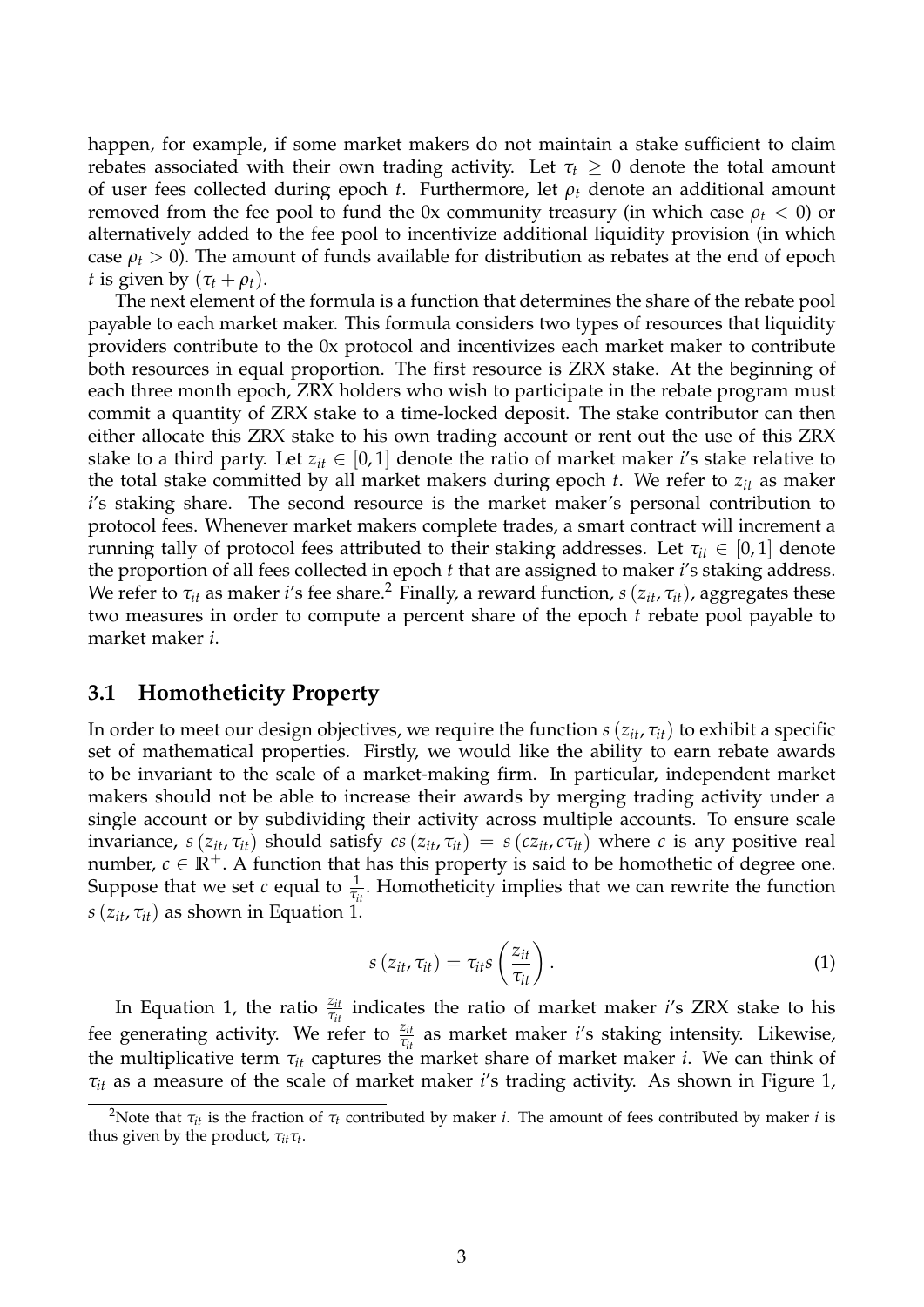happen, for example, if some market makers do not maintain a stake sufficient to claim rebates associated with their own trading activity. Let $\tau_t \geq 0$ denote the total amount of user fees collected during epoch $t$. Furthermore, let $\rho_t$ denote an additional amount removed from the fee pool to fund the 0x community treasury (in which case $\rho_t < 0$) or alternatively added to the fee pool to incentivize additional liquidity provision (in which case $\rho_t > 0$). The amount of funds available for distribution as rebates at the end of epoch $t$ is given by $(\tau_t + \rho_t)$.

The next element of the formula is a function that determines the share of the rebate pool payable to each market maker. This formula considers two types of resources that liquidity providers contribute to the 0x protocol and incentivizes each market maker to contribute both resources in equal proportion. The first resource is ZRX stake. At the beginning of each three month epoch, ZRX holders who wish to participate in the rebate program must commit a quantity of ZRX stake to a time-locked deposit. The stake contributor can then either allocate this ZRX stake to his own trading account or rent out the use of this ZRX stake to a third party. Let $z_{it} \in [0, 1]$ denote the ratio of market maker $i$'s stake relative to the total stake committed by all market makers during epoch $t$. We refer to $z_{it}$ as maker $i$'s staking share. The second resource is the market maker's personal contribution to protocol fees. Whenever market makers complete trades, a smart contract will increment a running tally of protocol fees attributed to their staking addresses. Let $\tau_{it} \in [0, 1]$ denote the proportion of all fees collected in epoch $t$ that are assigned to maker $i$'s staking address. We refer to $\tau_{it}$ as maker $i$'s fee share.[2] Finally, a reward function, $s(z_{it}, \tau_{it})$, aggregates these two measures in order to compute a percent share of the epoch $t$ rebate pool payable to market maker $i$.

### 3.1 Homotheticity Property

In order to meet our design objectives, we require the function $s(z_{it}, \tau_{it})$ to exhibit a specific set of mathematical properties. Firstly, we would like the ability to earn rebate awards to be invariant to the scale of a market-making firm. In particular, independent market makers should not be able to increase their awards by merging trading activity under a single account or by subdividing their activity across multiple accounts. To ensure scale invariance, $s(z_{it}, \tau_{it})$ should satisfy $cs(z_{it}, \tau_{it}) = s(cz_{it}, c\tau_{it})$ where $c$ is any positive real number, $c \in \mathbb{R}^+$. A function that has this property is said to be homothetic of degree one. Suppose that we set $c$ equal to $\frac{1}{\tau_{it}}$. Homotheticity implies that we can rewrite the function $s(z_{it}, \tau_{it})$ as shown in Equation 1.

$$s(z_{it}, \tau_{it}) = \tau_{it} s\left(\frac{z_{it}}{\tau_{it}}\right). \tag{1}$$

In Equation 1, the ratio $\frac{z_{it}}{\tau_{it}}$ indicates the ratio of market maker $i$'s ZRX stake to his fee generating activity. We refer to $\frac{z_{it}}{\tau_{it}}$ as market maker $i$'s staking intensity. Likewise, the multiplicative term $\tau_{it}$ captures the market share of market maker $i$. We can think of $\tau_{it}$ as a measure of the scale of market maker $i$'s trading activity. As shown in Figure 1,

[2] Note that $\tau_{it}$ is the fraction of $\tau_t$ contributed by maker $i$. The amount of fees contributed by maker $i$ is thus given by the product, $\tau_{it}\tau_t$.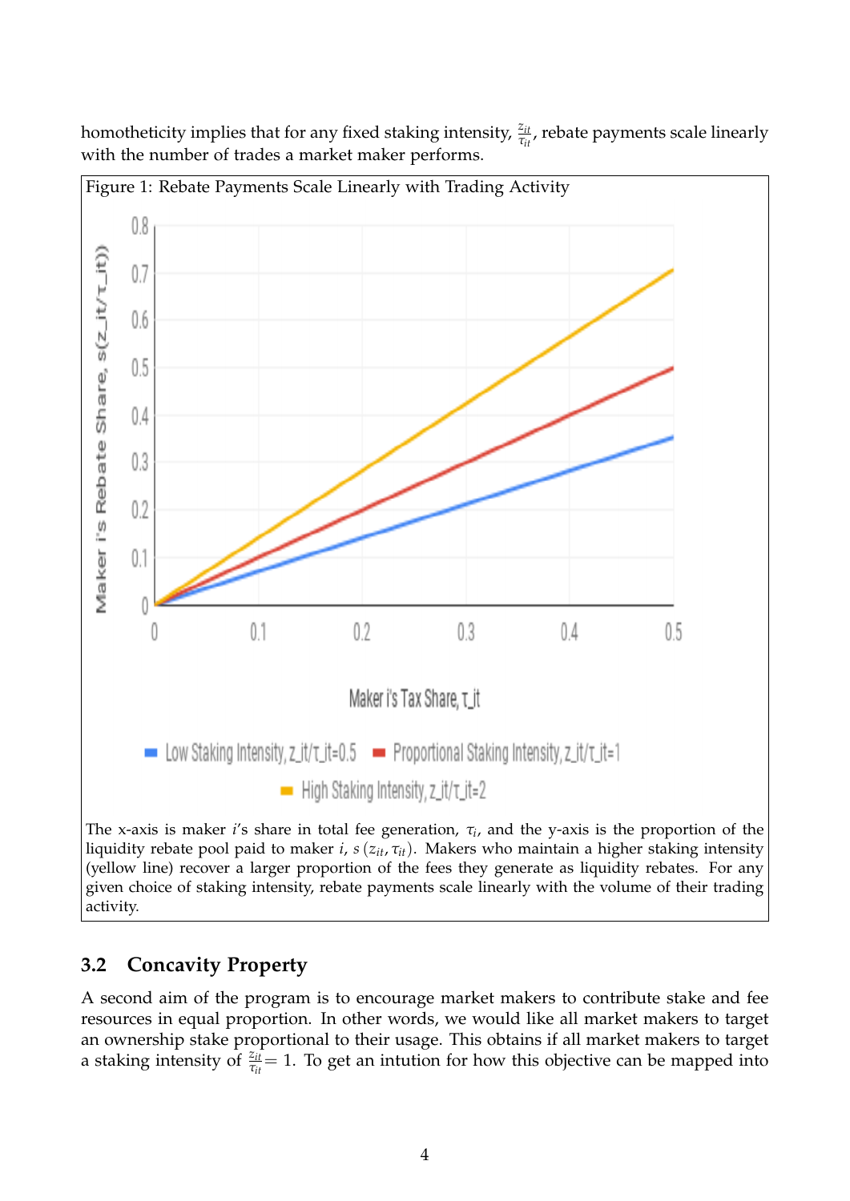homotheticity implies that for any fixed staking intensity, $\frac{z_{it}}{\tau_{it}}$, rebate payments scale linearly with the number of trades a market maker performs.

Figure 1: Rebate Payments Scale Linearly with Trading Activity

The x-axis is maker $i$'s share in total fee generation, $\tau_i$, and the y-axis is the proportion of the liquidity rebate pool paid to maker $i$, $s(z_{it}, \tau_{it})$. Makers who maintain a higher staking intensity (yellow line) recover a larger proportion of the fees they generate as liquidity rebates. For any given choice of staking intensity, rebate payments scale linearly with the volume of their trading activity.

### 3.2 Concavity Property

A second aim of the program is to encourage market makers to contribute stake and fee resources in equal proportion. In other words, we would like all market makers to target an ownership stake proportional to their usage. This obtains if all market makers to target a staking intensity of $\frac{z_{it}}{\tau_{it}} = 1$. To get an intution for how this objective can be mapped into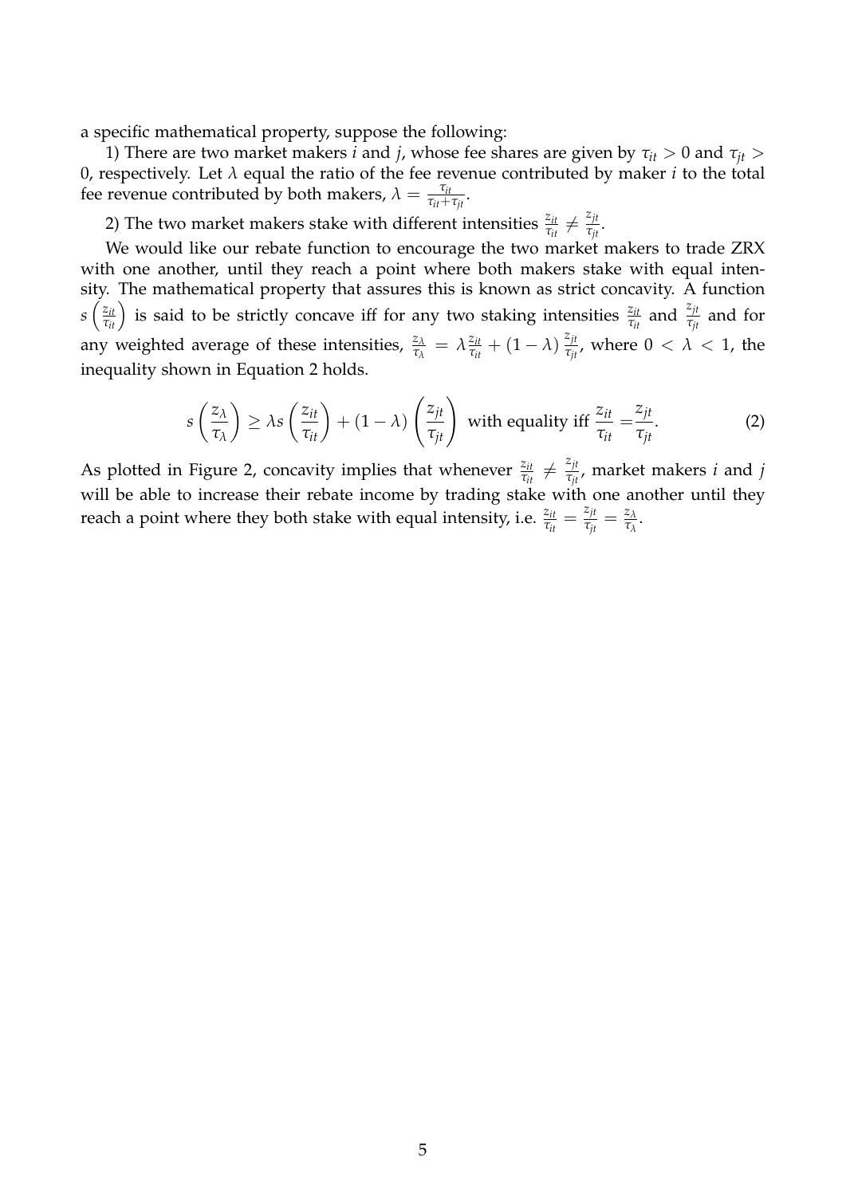a specific mathematical property, suppose the following:

1) There are two market makers $i$ and $j$, whose fee shares are given by $\tau_{it} > 0$ and $\tau_{jt} > 0$, respectively. Let $\lambda$ equal the ratio of the fee revenue contributed by maker $i$ to the total fee revenue contributed by both makers, $\lambda = \frac{\tau_{it}}{\tau_{it}+\tau_{jt}}$.

2) The two market makers stake with different intensities $\frac{z_{it}}{\tau_{it}} \neq \frac{z_{jt}}{\tau_{jt}}$.

We would like our rebate function to encourage the two market makers to trade ZRX with one another, until they reach a point where both makers stake with equal intensity. The mathematical property that assures this is known as strict concavity. A function $s\left(\frac{z_{it}}{\tau_{it}}\right)$ is said to be strictly concave iff for any two staking intensities $\frac{z_{it}}{\tau_{it}}$ and $\frac{z_{jt}}{\tau_{jt}}$ and for any weighted average of these intensities, $\frac{z_{\lambda}}{\tau_{\lambda}} = \lambda \frac{z_{it}}{\tau_{it}} + (1-\lambda)\frac{z_{jt}}{\tau_{jt}}$, where $0 < \lambda < 1$, the inequality shown in Equation 2 holds.

$$s\left(\frac{z_{\lambda}}{\tau_{\lambda}}\right) \geq \lambda s\left(\frac{z_{it}}{\tau_{it}}\right) + (1-\lambda)\left(\frac{z_{jt}}{\tau_{jt}}\right) \text{ with equality iff } \frac{z_{it}}{\tau_{it}} = \frac{z_{jt}}{\tau_{jt}}. \tag{2}$$

As plotted in Figure 2, concavity implies that whenever $\frac{z_{it}}{\tau_{it}} \neq \frac{z_{jt}}{\tau_{jt}}$, market makers $i$ and $j$ will be able to increase their rebate income by trading stake with one another until they reach a point where they both stake with equal intensity, i.e. $\frac{z_{it}}{\tau_{it}} = \frac{z_{jt}}{\tau_{jt}} = \frac{z_{\lambda}}{\tau_{\lambda}}$.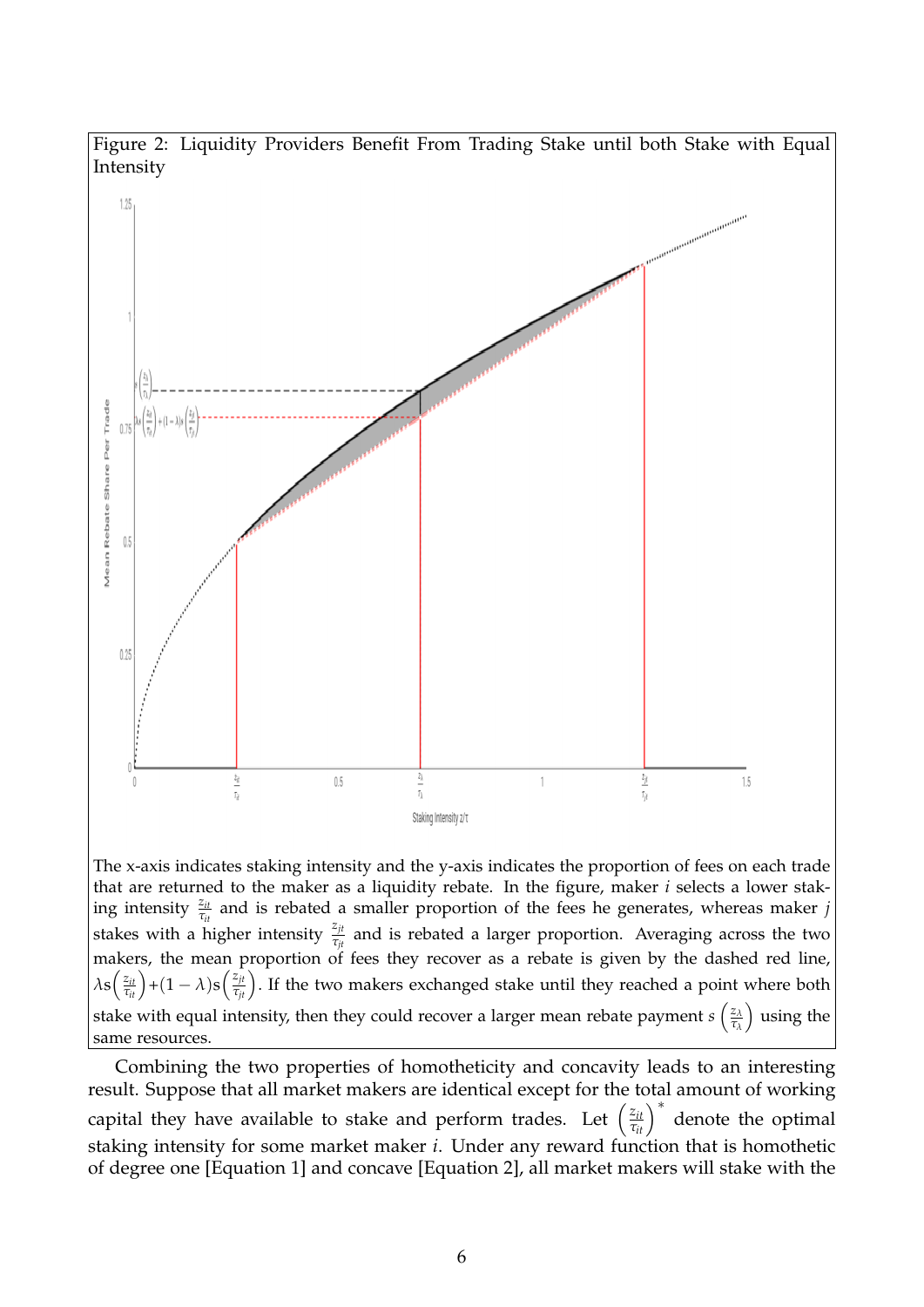Figure 2: Liquidity Providers Benefit From Trading Stake until both Stake with Equal Intensity

The x-axis indicates staking intensity and the y-axis indicates the proportion of fees on each trade that are returned to the maker as a liquidity rebate. In the figure, maker $i$ selects a lower staking intensity $\frac{z_{it}}{\tau_{it}}$ and is rebated a smaller proportion of the fees he generates, whereas maker $j$ stakes with a higher intensity $\frac{z_{jt}}{\tau_{jt}}$ and is rebated a larger proportion. Averaging across the two makers, the mean proportion of fees they recover as a rebate is given by the dashed red line, $\lambda s\left(\frac{z_{it}}{\tau_{it}}\right)+(1-\lambda)s\left(\frac{z_{jt}}{\tau_{jt}}\right)$. If the two makers exchanged stake until they reached a point where both stake with equal intensity, then they could recover a larger mean rebate payment $s\left(\frac{z_{\lambda}}{\tau_{\lambda}}\right)$ using the same resources.

Combining the two properties of homotheticity and concavity leads to an interesting result. Suppose that all market makers are identical except for the total amount of working capital they have available to stake and perform trades. Let $\left(\frac{z_{it}}{\tau_{it}}\right)^*$ denote the optimal staking intensity for some market maker $i$. Under any reward function that is homothetic of degree one [Equation 1] and concave [Equation 2], all market makers will stake with the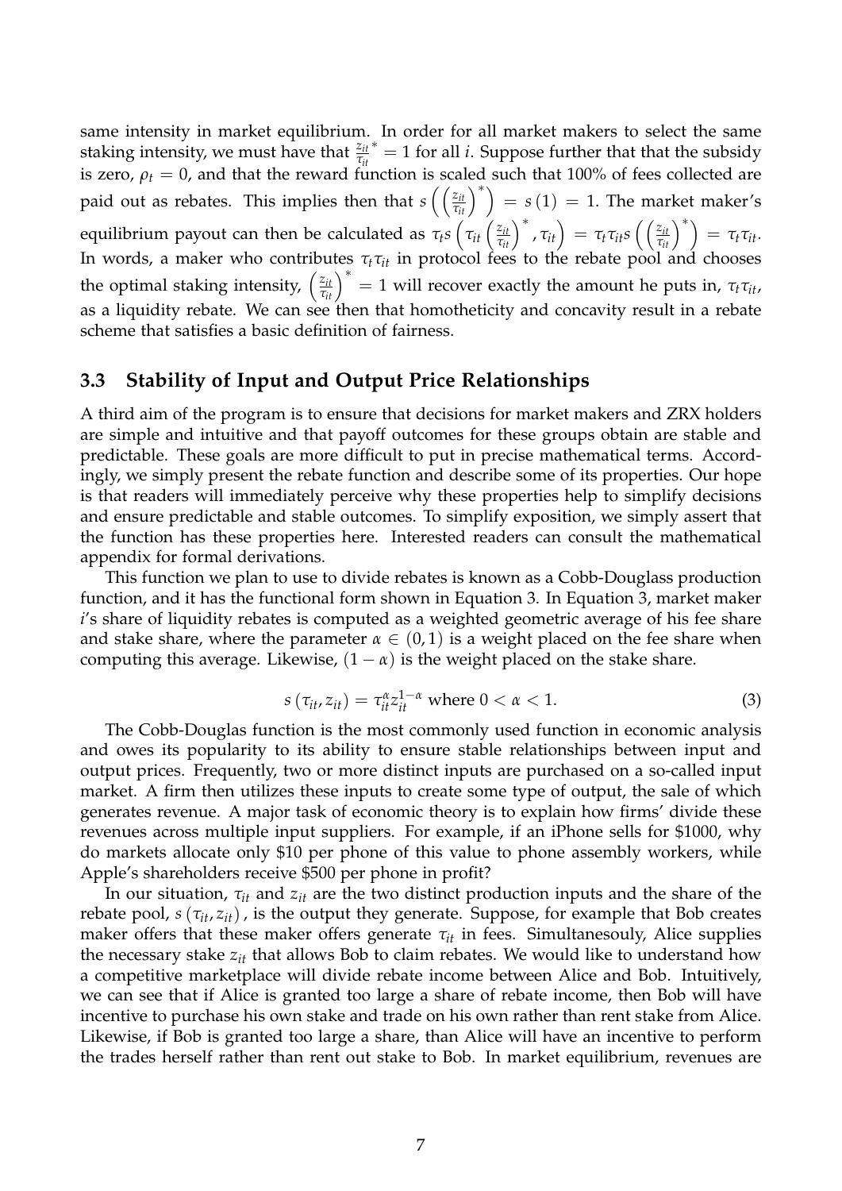same intensity in market equilibrium. In order for all market makers to select the same staking intensity, we must have that $\frac{z_{it}}{\tau_{it}}^* = 1$ for all $i$. Suppose further that that the subsidy is zero, $\rho_t = 0$, and that the reward function is scaled such that 100% of fees collected are paid out as rebates. This implies then that $s\left(\left(\frac{z_{it}}{\tau_{it}}\right)^*\right) = s(1) = 1$. The market maker's equilibrium payout can then be calculated as $\tau_t s\left(\tau_{it}\left(\frac{z_{it}}{\tau_{it}}\right)^*, \tau_{it}\right) = \tau_t \tau_{it} s\left(\left(\frac{z_{it}}{\tau_{it}}\right)^*\right) = \tau_t \tau_{it}$. In words, a maker who contributes $\tau_t \tau_{it}$ in protocol fees to the rebate pool and chooses the optimal staking intensity, $\left(\frac{z_{it}}{\tau_{it}}\right)^* = 1$ will recover exactly the amount he puts in, $\tau_t \tau_{it}$, as a liquidity rebate. We can see then that homotheticity and concavity result in a rebate scheme that satisfies a basic definition of fairness.

### 3.3 Stability of Input and Output Price Relationships

A third aim of the program is to ensure that decisions for market makers and ZRX holders are simple and intuitive and that payoff outcomes for these groups obtain are stable and predictable. These goals are more difficult to put in precise mathematical terms. Accordingly, we simply present the rebate function and describe some of its properties. Our hope is that readers will immediately perceive why these properties help to simplify decisions and ensure predictable and stable outcomes. To simplify exposition, we simply assert that the function has these properties here. Interested readers can consult the mathematical appendix for formal derivations.

This function we plan to use to divide rebates is known as a Cobb-Douglass production function, and it has the functional form shown in Equation 3. In Equation 3, market maker $i$'s share of liquidity rebates is computed as a weighted geometric average of his fee share and stake share, where the parameter $\alpha \in (0, 1)$ is a weight placed on the fee share when computing this average. Likewise, $(1 - \alpha)$ is the weight placed on the stake share.

$$s(\tau_{it}, z_{it}) = \tau_{it}^{\alpha} z_{it}^{1-\alpha} \text{ where } 0 < \alpha < 1. \tag{3}$$

The Cobb-Douglas function is the most commonly used function in economic analysis and owes its popularity to its ability to ensure stable relationships between input and output prices. Frequently, two or more distinct inputs are purchased on a so-called input market. A firm then utilizes these inputs to create some type of output, the sale of which generates revenue. A major task of economic theory is to explain how firms' divide these revenues across multiple input suppliers. For example, if an iPhone sells for \$1000, why do markets allocate only \$10 per phone of this value to phone assembly workers, while Apple's shareholders receive \$500 per phone in profit?

In our situation, $\tau_{it}$ and $z_{it}$ are the two distinct production inputs and the share of the rebate pool, $s(\tau_{it}, z_{it})$, is the output they generate. Suppose, for example that Bob creates maker offers that these maker offers generate $\tau_{it}$ in fees. Simultanesouly, Alice supplies the necessary stake $z_{it}$ that allows Bob to claim rebates. We would like to understand how a competitive marketplace will divide rebate income between Alice and Bob. Intuitively, we can see that if Alice is granted too large a share of rebate income, then Bob will have incentive to purchase his own stake and trade on his own rather than rent stake from Alice. Likewise, if Bob is granted too large a share, than Alice will have an incentive to perform the trades herself rather than rent out stake to Bob. In market equilibrium, revenues are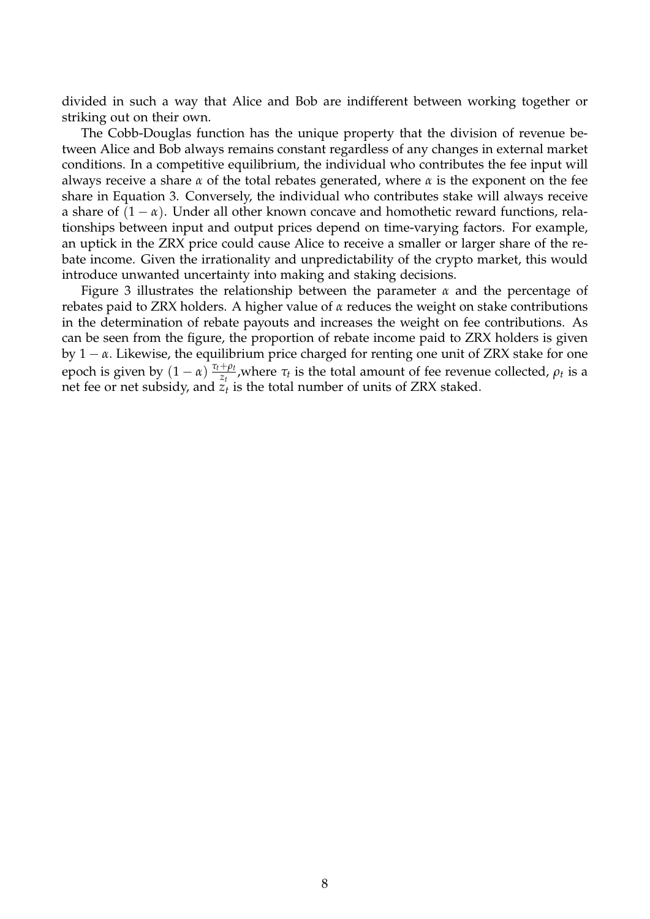divided in such a way that Alice and Bob are indifferent between working together or striking out on their own.

The Cobb-Douglas function has the unique property that the division of revenue between Alice and Bob always remains constant regardless of any changes in external market conditions. In a competitive equilibrium, the individual who contributes the fee input will always receive a share $\alpha$ of the total rebates generated, where $\alpha$ is the exponent on the fee share in Equation 3. Conversely, the individual who contributes stake will always receive a share of $(1 - \alpha)$. Under all other known concave and homothetic reward functions, relationships between input and output prices depend on time-varying factors. For example, an uptick in the ZRX price could cause Alice to receive a smaller or larger share of the rebate income. Given the irrationality and unpredictability of the crypto market, this would introduce unwanted uncertainty into making and staking decisions.

Figure 3 illustrates the relationship between the parameter $\alpha$ and the percentage of rebates paid to ZRX holders. A higher value of $\alpha$ reduces the weight on stake contributions in the determination of rebate payouts and increases the weight on fee contributions. As can be seen from the figure, the proportion of rebate income paid to ZRX holders is given by $1 - \alpha$. Likewise, the equilibrium price charged for renting one unit of ZRX stake for one epoch is given by $(1 - \alpha)\,\frac{\tau_t + \rho_t}{z_t}$,where $\tau_t$ is the total amount of fee revenue collected, $\rho_t$ is a net fee or net subsidy, and $z_t$ is the total number of units of ZRX staked.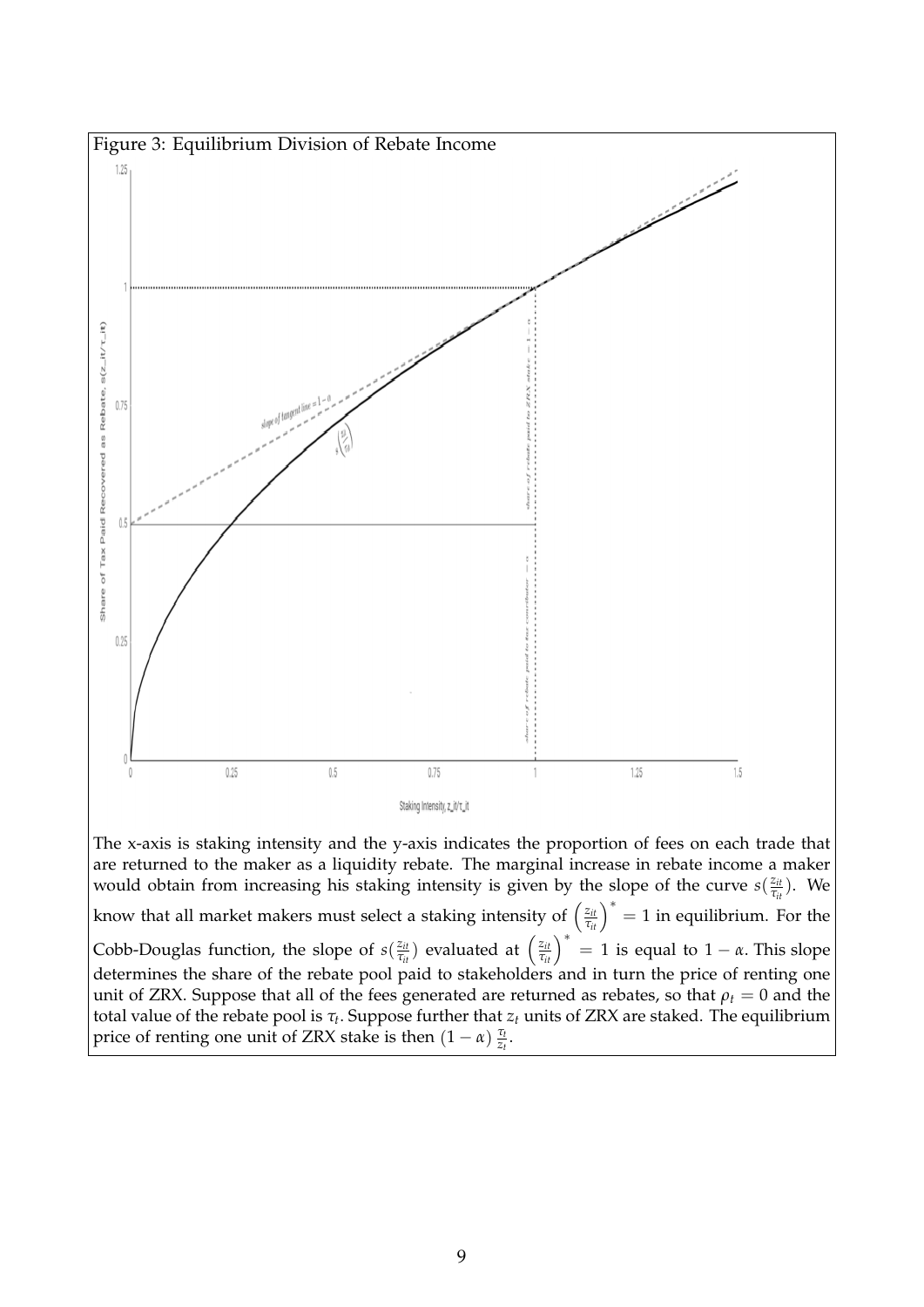Figure 3: Equilibrium Division of Rebate Income

The x-axis is staking intensity and the y-axis indicates the proportion of fees on each trade that are returned to the maker as a liquidity rebate. The marginal increase in rebate income a maker would obtain from increasing his staking intensity is given by the slope of the curve $s(\frac{z_{it}}{\tau_{it}})$. We know that all market makers must select a staking intensity of $\left(\frac{z_{it}}{\tau_{it}}\right)^* = 1$ in equilibrium. For the Cobb-Douglas function, the slope of $s(\frac{z_{it}}{\tau_{it}})$ evaluated at $\left(\frac{z_{it}}{\tau_{it}}\right)^* = 1$ is equal to $1 - \alpha$. This slope determines the share of the rebate pool paid to stakeholders and in turn the price of renting one unit of ZRX. Suppose that all of the fees generated are returned as rebates, so that $\rho_t = 0$ and the total value of the rebate pool is $\tau_t$. Suppose further that $z_t$ units of ZRX are staked. The equilibrium price of renting one unit of ZRX stake is then $(1 - \alpha)\frac{\tau_t}{z_t}$.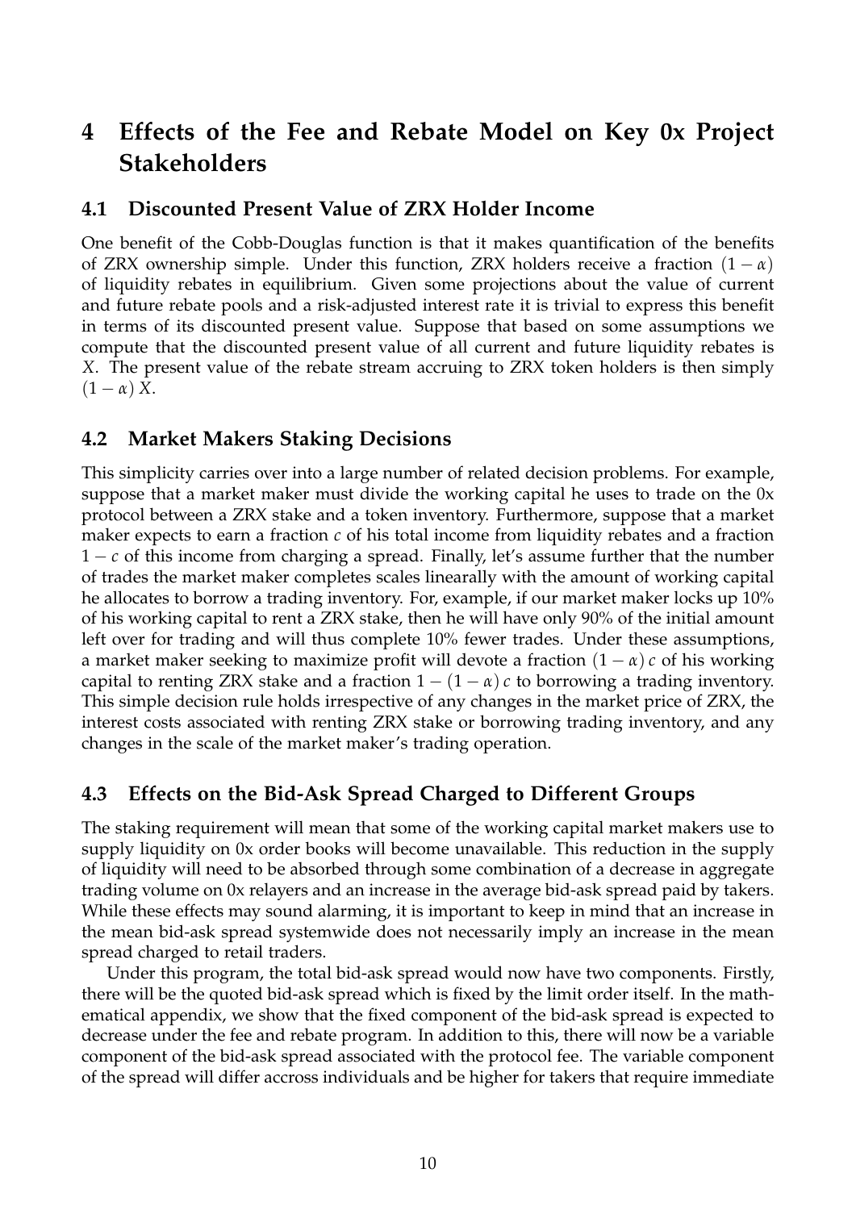# 4 Effects of the Fee and Rebate Model on Key 0x Project Stakeholders

## 4.1 Discounted Present Value of ZRX Holder Income

One benefit of the Cobb-Douglas function is that it makes quantification of the benefits of ZRX ownership simple. Under this function, ZRX holders receive a fraction $(1-\alpha)$ of liquidity rebates in equilibrium. Given some projections about the value of current and future rebate pools and a risk-adjusted interest rate it is trivial to express this benefit in terms of its discounted present value. Suppose that based on some assumptions we compute that the discounted present value of all current and future liquidity rebates is $X$. The present value of the rebate stream accruing to ZRX token holders is then simply $(1-\alpha)X$.

## 4.2 Market Makers Staking Decisions

This simplicity carries over into a large number of related decision problems. For example, suppose that a market maker must divide the working capital he uses to trade on the 0x protocol between a ZRX stake and a token inventory. Furthermore, suppose that a market maker expects to earn a fraction $c$ of his total income from liquidity rebates and a fraction $1-c$ of this income from charging a spread. Finally, let's assume further that the number of trades the market maker completes scales linearally with the amount of working capital he allocates to borrow a trading inventory. For, example, if our market maker locks up 10% of his working capital to rent a ZRX stake, then he will have only 90% of the initial amount left over for trading and will thus complete 10% fewer trades. Under these assumptions, a market maker seeking to maximize profit will devote a fraction $(1-\alpha)c$ of his working capital to renting ZRX stake and a fraction $1-(1-\alpha)c$ to borrowing a trading inventory. This simple decision rule holds irrespective of any changes in the market price of ZRX, the interest costs associated with renting ZRX stake or borrowing trading inventory, and any changes in the scale of the market maker's trading operation.

## 4.3 Effects on the Bid-Ask Spread Charged to Different Groups

The staking requirement will mean that some of the working capital market makers use to supply liquidity on 0x order books will become unavailable. This reduction in the supply of liquidity will need to be absorbed through some combination of a decrease in aggregate trading volume on 0x relayers and an increase in the average bid-ask spread paid by takers. While these effects may sound alarming, it is important to keep in mind that an increase in the mean bid-ask spread systemwide does not necessarily imply an increase in the mean spread charged to retail traders.

Under this program, the total bid-ask spread would now have two components. Firstly, there will be the quoted bid-ask spread which is fixed by the limit order itself. In the mathematical appendix, we show that the fixed component of the bid-ask spread is expected to decrease under the fee and rebate program. In addition to this, there will now be a variable component of the bid-ask spread associated with the protocol fee. The variable component of the spread will differ accross individuals and be higher for takers that require immediate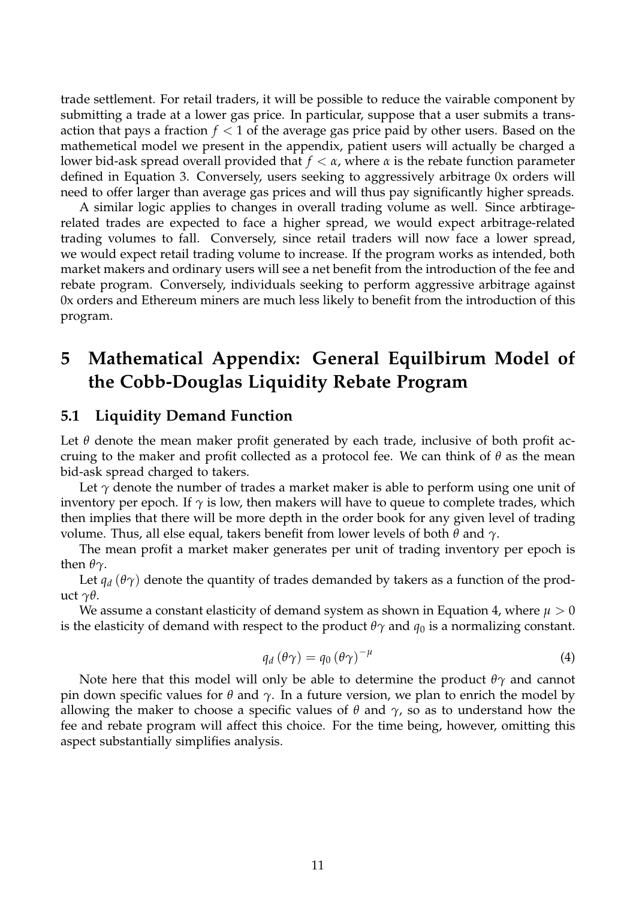trade settlement. For retail traders, it will be possible to reduce the vairable component by submitting a trade at a lower gas price. In particular, suppose that a user submits a transaction that pays a fraction $f < 1$ of the average gas price paid by other users. Based on the mathemetical model we present in the appendix, patient users will actually be charged a lower bid-ask spread overall provided that $f < \alpha$, where $\alpha$ is the rebate function parameter defined in Equation 3. Conversely, users seeking to aggressively arbitrage 0x orders will need to offer larger than average gas prices and will thus pay significantly higher spreads.

A similar logic applies to changes in overall trading volume as well. Since arbtitrage-related trades are expected to face a higher spread, we would expect arbitrage-related trading volumes to fall. Conversely, since retail traders will now face a lower spread, we would expect retail trading volume to increase. If the program works as intended, both market makers and ordinary users will see a net benefit from the introduction of the fee and rebate program. Conversely, individuals seeking to perform aggressive arbitrage against 0x orders and Ethereum miners are much less likely to benefit from the introduction of this program.

# 5 Mathematical Appendix: General Equilbirum Model of the Cobb-Douglas Liquidity Rebate Program

## 5.1 Liquidity Demand Function

Let $\theta$ denote the mean maker profit generated by each trade, inclusive of both profit accruing to the maker and profit collected as a protocol fee. We can think of $\theta$ as the mean bid-ask spread charged to takers.

Let $\gamma$ denote the number of trades a market maker is able to perform using one unit of inventory per epoch. If $\gamma$ is low, then makers will have to queue to complete trades, which then implies that there will be more depth in the order book for any given level of trading volume. Thus, all else equal, takers benefit from lower levels of both $\theta$ and $\gamma$.

The mean profit a market maker generates per unit of trading inventory per epoch is then $\theta\gamma$.

Let $q_d(\theta\gamma)$ denote the quantity of trades demanded by takers as a function of the product $\gamma\theta$.

We assume a constant elasticity of demand system as shown in Equation 4, where $\mu > 0$ is the elasticity of demand with respect to the product $\theta\gamma$ and $q_0$ is a normalizing constant.

$$q_d(\theta\gamma) = q_0 (\theta\gamma)^{-\mu} \tag{4}$$

Note here that this model will only be able to determine the product $\theta\gamma$ and cannot pin down specific values for $\theta$ and $\gamma$. In a future version, we plan to enrich the model by allowing the maker to choose a specific values of $\theta$ and $\gamma$, so as to understand how the fee and rebate program will affect this choice. For the time being, however, omitting this aspect substantially simplifies analysis.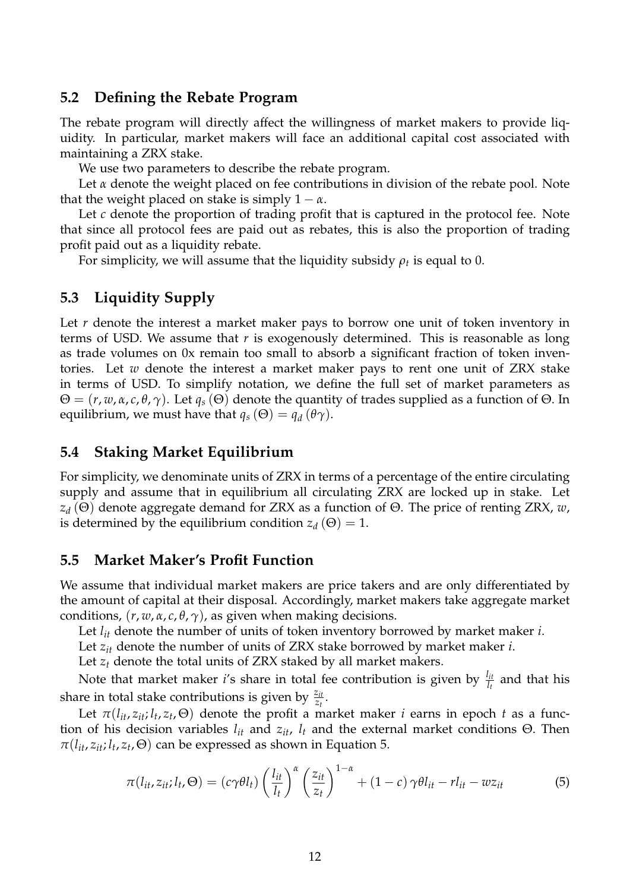## 5.2 Defining the Rebate Program

The rebate program will directly affect the willingness of market makers to provide liquidity. In particular, market makers will face an additional capital cost associated with maintaining a ZRX stake.

We use two parameters to describe the rebate program.

Let $\alpha$ denote the weight placed on fee contributions in division of the rebate pool. Note that the weight placed on stake is simply $1 - \alpha$.

Let $c$ denote the proportion of trading profit that is captured in the protocol fee. Note that since all protocol fees are paid out as rebates, this is also the proportion of trading profit paid out as a liquidity rebate.

For simplicity, we will assume that the liquidity subsidy $\rho_t$ is equal to 0.

## 5.3 Liquidity Supply

Let $r$ denote the interest a market maker pays to borrow one unit of token inventory in terms of USD. We assume that $r$ is exogenously determined. This is reasonable as long as trade volumes on 0x remain too small to absorb a significant fraction of token inventories. Let $w$ denote the interest a market maker pays to rent one unit of ZRX stake in terms of USD. To simplify notation, we define the full set of market parameters as $\Theta = (r, w, \alpha, c, \theta, \gamma)$. Let $q_s(\Theta)$ denote the quantity of trades supplied as a function of $\Theta$. In equilibrium, we must have that $q_s(\Theta) = q_d(\theta\gamma)$.

## 5.4 Staking Market Equilibrium

For simplicity, we denominate units of ZRX in terms of a percentage of the entire circulating supply and assume that in equilibrium all circulating ZRX are locked up in stake. Let $z_d(\Theta)$ denote aggregate demand for ZRX as a function of $\Theta$. The price of renting ZRX, $w$, is determined by the equilibrium condition $z_d(\Theta) = 1$.

## 5.5 Market Maker's Profit Function

We assume that individual market makers are price takers and are only differentiated by the amount of capital at their disposal. Accordingly, market makers take aggregate market conditions, $(r, w, \alpha, c, \theta, \gamma)$, as given when making decisions.

Let $l_{it}$ denote the number of units of token inventory borrowed by market maker $i$.

Let $z_{it}$ denote the number of units of ZRX stake borrowed by market maker $i$.

Let $z_t$ denote the total units of ZRX staked by all market makers.

Note that market maker $i$'s share in total fee contribution is given by $\frac{l_{it}}{l_t}$ and that his share in total stake contributions is given by $\frac{z_{it}}{z_t}$.

Let $\pi(l_{it}, z_{it}; l_t, z_t, \Theta)$ denote the profit a market maker $i$ earns in epoch $t$ as a function of his decision variables $l_{it}$ and $z_{it}$, $l_t$ and the external market conditions $\Theta$. Then $\pi(l_{it}, z_{it}; l_t, z_t, \Theta)$ can be expressed as shown in Equation 5.

$$\pi(l_{it}, z_{it}; l_t, \Theta) = (c\gamma\theta l_t)\left(\frac{l_{it}}{l_t}\right)^{\alpha}\left(\frac{z_{it}}{z_t}\right)^{1-\alpha} + (1-c)\,\gamma\theta l_{it} - r l_{it} - w z_{it} \tag{5}$$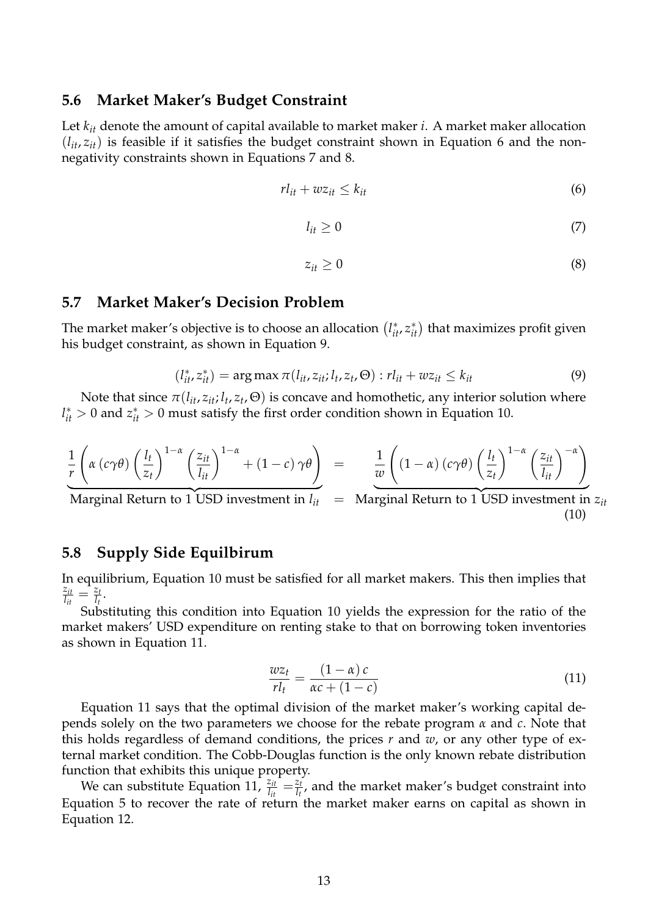### 5.6 Market Maker's Budget Constraint

Let $k_{it}$ denote the amount of capital available to market maker $i$. A market maker allocation $(l_{it}, z_{it})$ is feasible if it satisfies the budget constraint shown in Equation 6 and the non-negativity constraints shown in Equations 7 and 8.

$$rl_{it} + wz_{it} \leq k_{it} \tag{6}$$

$$l_{it} \geq 0 \tag{7}$$

$$z_{it} \geq 0 \tag{8}$$

### 5.7 Market Maker's Decision Problem

The market maker's objective is to choose an allocation $\left(l_{it}^*, z_{it}^*\right)$ that maximizes profit given his budget constraint, as shown in Equation 9.

$$(l_{it}^*, z_{it}^*) = \arg\max \pi(l_{it}, z_{it}; l_t, z_t, \Theta) : rl_{it} + wz_{it} \leq k_{it} \tag{9}$$

Note that since $\pi(l_{it}, z_{it}; l_t, z_t, \Theta)$ is concave and homothetic, any interior solution where $l_{it}^* > 0$ and $z_{it}^* > 0$ must satisfy the first order condition shown in Equation 10.

$$\underbrace{\frac{1}{r}\left(\alpha\left(c\gamma\theta\right)\left(\frac{l_t}{z_t}\right)^{1-\alpha}\left(\frac{z_{it}}{l_{it}}\right)^{1-\alpha} + (1-c)\,\gamma\theta\right)}_{\text{Marginal Return to 1 USD investment in } l_{it}} = \underbrace{\frac{1}{w}\left((1-\alpha)\left(c\gamma\theta\right)\left(\frac{l_t}{z_t}\right)^{1-\alpha}\left(\frac{z_{it}}{l_{it}}\right)^{-\alpha}\right)}_{\text{Marginal Return to 1 USD investment in } z_{it}} \tag{10}$$

### 5.8 Supply Side Equilbirum

In equilibrium, Equation 10 must be satisfied for all market makers. This then implies that $\frac{z_{it}}{l_{it}} = \frac{z_t}{l_t}$.

Substituting this condition into Equation 10 yields the expression for the ratio of the market makers' USD expenditure on renting stake to that on borrowing token inventories as shown in Equation 11.

$$\frac{wz_t}{rl_t} = \frac{(1-\alpha)\,c}{\alpha c + (1-c)} \tag{11}$$

Equation 11 says that the optimal division of the market maker's working capital depends solely on the two parameters we choose for the rebate program $\alpha$ and $c$. Note that this holds regardless of demand conditions, the prices $r$ and $w$, or any other type of external market condition. The Cobb-Douglas function is the only known rebate distribution function that exhibits this unique property.

We can substitute Equation 11, $\frac{z_{it}}{l_{it}} = \frac{z_t}{l_t}$, and the market maker's budget constraint into Equation 5 to recover the rate of return the market maker earns on capital as shown in Equation 12.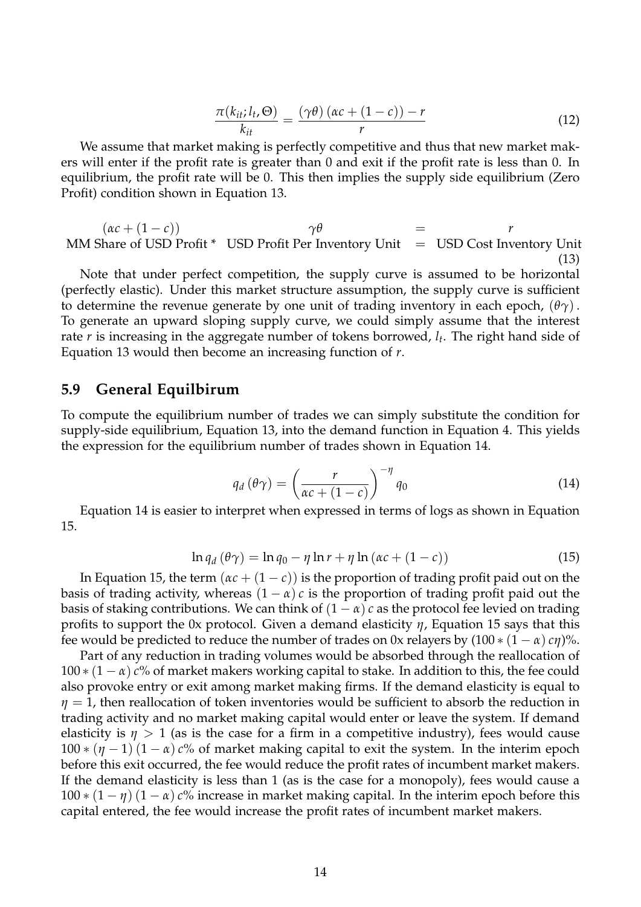$$\frac{\pi(k_{it}; l_t, \Theta)}{k_{it}} = \frac{(\gamma\theta)\,(\alpha c + (1-c)) - r}{r} \tag{12}$$

We assume that market making is perfectly competitive and thus that new market makers will enter if the profit rate is greater than 0 and exit if the profit rate is less than 0. In equilibrium, the profit rate will be 0. This then implies the supply side equilibrium (Zero Profit) condition shown in Equation 13.

$$\underbrace{(\alpha c + (1-c))}_{\text{MM Share of USD Profit *}} \quad \underbrace{\gamma\theta}_{\text{USD Profit Per Inventory Unit}} = \underbrace{r}_{\text{USD Cost Inventory Unit}} \tag{13}$$

Note that under perfect competition, the supply curve is assumed to be horizontal (perfectly elastic). Under this market structure assumption, the supply curve is sufficient to determine the revenue generate by one unit of trading inventory in each epoch, $(\theta\gamma)$. To generate an upward sloping supply curve, we could simply assume that the interest rate $r$ is increasing in the aggregate number of tokens borrowed, $l_t$. The right hand side of Equation 13 would then become an increasing function of $r$.

## 5.9 General Equilbirum

To compute the equilibrium number of trades we can simply substitute the condition for supply-side equilibrium, Equation 13, into the demand function in Equation 4. This yields the expression for the equilibrium number of trades shown in Equation 14.

$$q_d\,(\theta\gamma) = \left(\frac{r}{\alpha c + (1-c)}\right)^{-\eta} q_0 \tag{14}$$

Equation 14 is easier to interpret when expressed in terms of logs as shown in Equation 15.

$$\ln q_d\,(\theta\gamma) = \ln q_0 - \eta \ln r + \eta \ln\left(\alpha c + (1-c)\right) \tag{15}$$

In Equation 15, the term $(\alpha c + (1-c))$ is the proportion of trading profit paid out on the basis of trading activity, whereas $(1-\alpha)\,c$ is the proportion of trading profit paid out the basis of staking contributions. We can think of $(1-\alpha)\,c$ as the protocol fee levied on trading profits to support the 0x protocol. Given a demand elasticity $\eta$, Equation 15 says that this fee would be predicted to reduce the number of trades on 0x relayers by $(100 * (1-\alpha)\,c\eta)$%.

Part of any reduction in trading volumes would be absorbed through the reallocation of $100 * (1-\alpha)\,c$% of market makers working capital to stake. In addition to this, the fee could also provoke entry or exit among market making firms. If the demand elasticity is equal to $\eta = 1$, then reallocation of token inventories would be sufficient to absorb the reduction in trading activity and no market making capital would enter or leave the system. If demand elasticity is $\eta > 1$ (as is the case for a firm in a competitive industry), fees would cause $100 * (\eta - 1)\,(1-\alpha)\,c$% of market making capital to exit the system. In the interim epoch before this exit occurred, the fee would reduce the profit rates of incumbent market makers. If the demand elasticity is less than 1 (as is the case for a monopoly), fees would cause a $100 * (1-\eta)\,(1-\alpha)\,c$% increase in market making capital. In the interim epoch before this capital entered, the fee would increase the profit rates of incumbent market makers.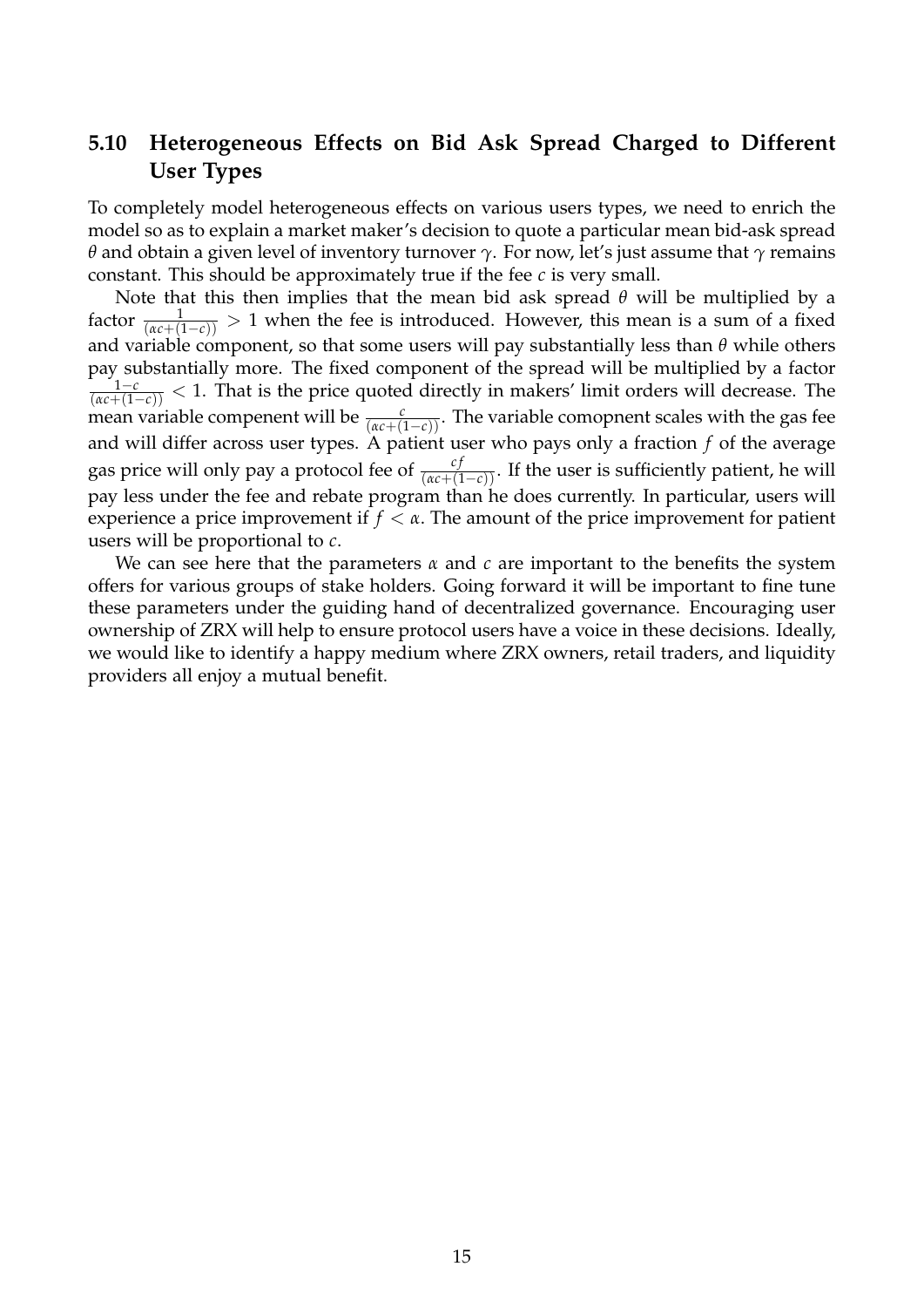## 5.10 Heterogeneous Effects on Bid Ask Spread Charged to Different User Types

To completely model heterogeneous effects on various users types, we need to enrich the model so as to explain a market maker's decision to quote a particular mean bid-ask spread $\theta$ and obtain a given level of inventory turnover $\gamma$. For now, let's just assume that $\gamma$ remains constant. This should be approximately true if the fee $c$ is very small.

Note that this then implies that the mean bid ask spread $\theta$ will be multiplied by a factor $\frac{1}{(\alpha c+(1-c))} > 1$ when the fee is introduced. However, this mean is a sum of a fixed and variable component, so that some users will pay substantially less than $\theta$ while others pay substantially more. The fixed component of the spread will be multiplied by a factor $\frac{1-c}{(\alpha c+(1-c))} < 1$. That is the price quoted directly in makers' limit orders will decrease. The mean variable compenent will be $\frac{c}{(\alpha c+(1-c))}$. The variable comopnent scales with the gas fee and will differ across user types. A patient user who pays only a fraction $f$ of the average gas price will only pay a protocol fee of $\frac{cf}{(\alpha c+(1-c))}$. If the user is sufficiently patient, he will pay less under the fee and rebate program than he does currently. In particular, users will experience a price improvement if $f < \alpha$. The amount of the price improvement for patient users will be proportional to $c$.

We can see here that the parameters $\alpha$ and $c$ are important to the benefits the system offers for various groups of stake holders. Going forward it will be important to fine tune these parameters under the guiding hand of decentralized governance. Encouraging user ownership of ZRX will help to ensure protocol users have a voice in these decisions. Ideally, we would like to identify a happy medium where ZRX owners, retail traders, and liquidity providers all enjoy a mutual benefit.